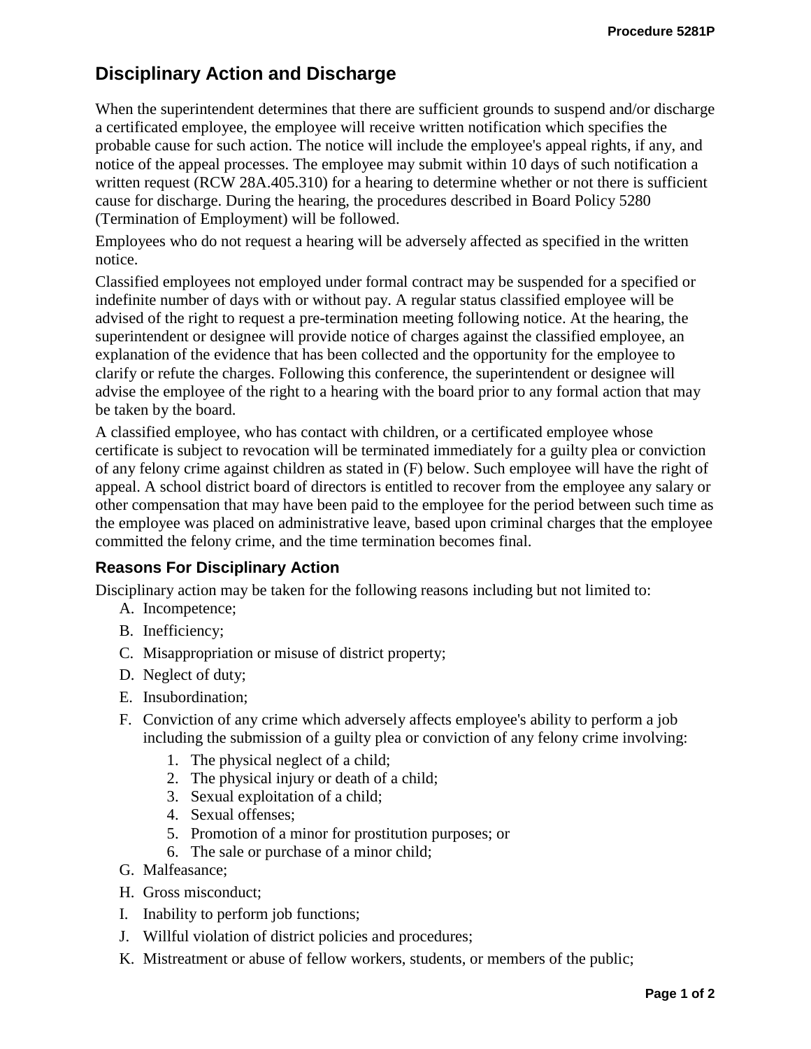# Disciplinary Action and Discharge

When the superintendent determines that there are sufficient grounds to suspend and/or discharge a certificated employee, the employee will receive written notification which specifies the probable cause for such action. The notice will include the employee's appeal rights, if any, and notice of the appeal processes. The employee may submit within 10 days of such notification a written request (RCW 28A.405.310) for a hearing to determine whether or not there is sufficient cause for discharge. During the hearing, the procedures described in Board Policy 5280 (Termination of Employment) will be followed.

Employees who do not request a hearing will be adversely affected as specified in the written notice.

Classified employees not employed under formal contract may be suspended for a specified or indefinite number of days with or without pay. A regular status classified employee will be advised of the right to request a pre-termination meeting following notice. At the hearing, the superintendent or designee will provide notice of charges against the classified employee, an explanation of the evidence that has been collected and the opportunity for the employee to clarify or refute the charges. Following this conference, the superintendent or designee will advise the employee of the right to a hearing with the board prior to any formal action that may be taken by the board.

A classified employee, who has contact with children, or a certificated employee whose certificate is subject to revocation will be terminated immediately for a guilty plea or conviction of any felony crime against children as stated in (F) below. Such employee will have the right of appeal. A school district board of directors is entitled to recover from the employee any salary or other compensation that may have been paid to the employee for the period between such time as the employee was placed on administrative leave, based upon criminal charges that the employee committed the felony crime, and the time termination becomes final.

## Reasons For Disciplinary Action

Disciplinary action may be taken for the following reasons including but not limited to:

A. Incompetence;

B. Inefficiency;

C. Misappropriation or misuse of district property;

D. Neglect of duty;

E. Insubordination;

F. Conviction of any crime which adversely affects employee's ability to perform a job including the submission of a guilty plea or conviction of any felony crime involving:

   1. The physical neglect of a child;
   2. The physical injury or death of a child;
   3. Sexual exploitation of a child;
   4. Sexual offenses;
   5. Promotion of a minor for prostitution purposes; or
   6. The sale or purchase of a minor child;

G. Malfeasance;

H. Gross misconduct;

I. Inability to perform job functions;

J. Willful violation of district policies and procedures;

K. Mistreatment or abuse of fellow workers, students, or members of the public;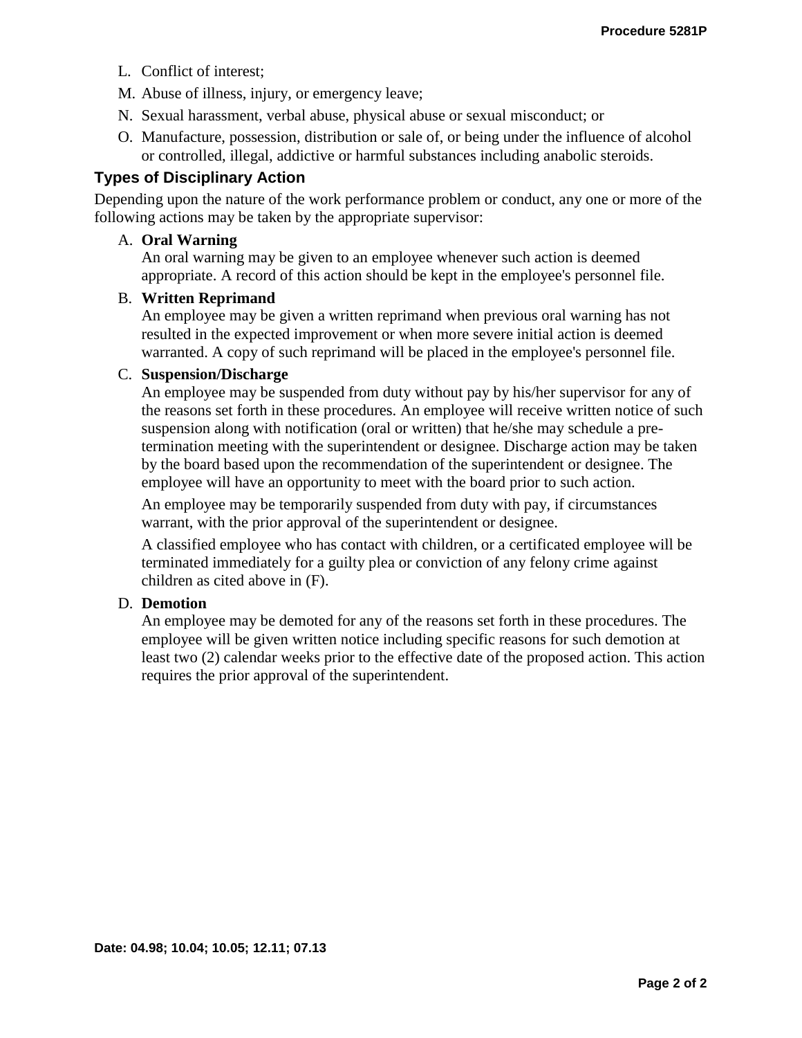L. Conflict of interest;
M. Abuse of illness, injury, or emergency leave;
N. Sexual harassment, verbal abuse, physical abuse or sexual misconduct; or
O. Manufacture, possession, distribution or sale of, or being under the influence of alcohol or controlled, illegal, addictive or harmful substances including anabolic steroids.

## Types of Disciplinary Action

Depending upon the nature of the work performance problem or conduct, any one or more of the following actions may be taken by the appropriate supervisor:

A. **Oral Warning**
An oral warning may be given to an employee whenever such action is deemed appropriate. A record of this action should be kept in the employee's personnel file.

B. **Written Reprimand**
An employee may be given a written reprimand when previous oral warning has not resulted in the expected improvement or when more severe initial action is deemed warranted. A copy of such reprimand will be placed in the employee's personnel file.

C. **Suspension/Discharge**
An employee may be suspended from duty without pay by his/her supervisor for any of the reasons set forth in these procedures. An employee will receive written notice of such suspension along with notification (oral or written) that he/she may schedule a pre-termination meeting with the superintendent or designee. Discharge action may be taken by the board based upon the recommendation of the superintendent or designee. The employee will have an opportunity to meet with the board prior to such action.

An employee may be temporarily suspended from duty with pay, if circumstances warrant, with the prior approval of the superintendent or designee.

A classified employee who has contact with children, or a certificated employee will be terminated immediately for a guilty plea or conviction of any felony crime against children as cited above in (F).

D. **Demotion**
An employee may be demoted for any of the reasons set forth in these procedures. The employee will be given written notice including specific reasons for such demotion at least two (2) calendar weeks prior to the effective date of the proposed action. This action requires the prior approval of the superintendent.

**Date: 04.98; 10.04; 10.05; 12.11; 07.13**